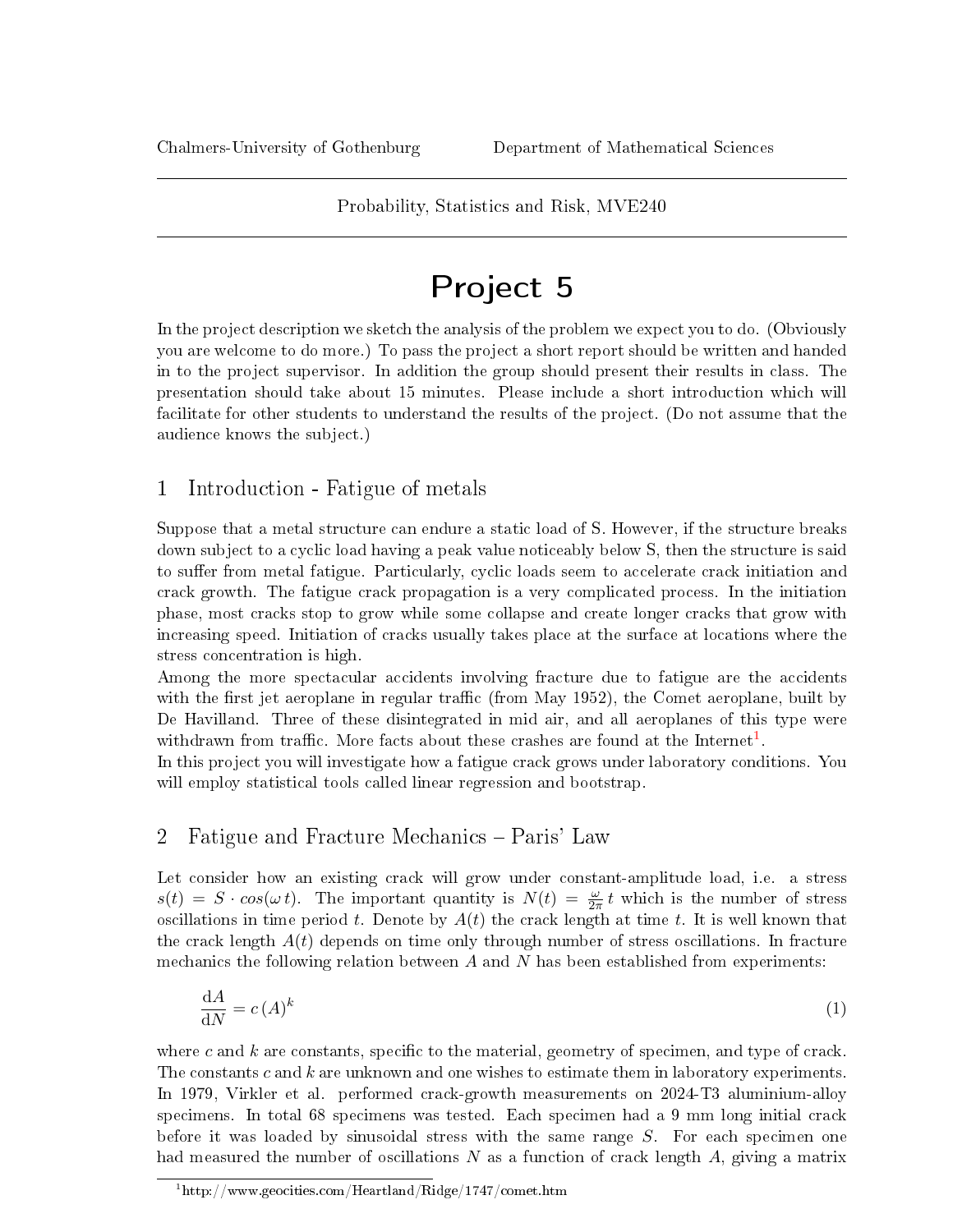Chalmers-University of Gothenburg Department of Mathematical Sciences

Probability, Statistics and Risk, MVE240

# Project 5

In the project description we sketch the analysis of the problem we expect you to do. (Obviously you are welcome to do more.) To pass the project a short report should be written and handed in to the project supervisor. In addition the group should present their results in class. The presentation should take about 15 minutes. Please include a short introduction which will facilitate for other students to understand the results of the project. (Do not assume that the audience knows the subject.)

## 1 Introduction - Fatigue of metals

Suppose that a metal structure can endure a static load of S. However, if the structure breaks down subject to a cyclic load having a peak value noticeably below S, then the structure is said to suffer from metal fatigue. Particularly, cyclic loads seem to accelerate crack initiation and crack growth. The fatigue crack propagation is a very complicated process. In the initiation phase, most cracks stop to grow while some collapse and create longer cracks that grow with increasing speed. Initiation of cracks usually takes place at the surface at locations where the stress concentration is high.

Among the more spectacular accidents involving fracture due to fatigue are the accidents with the first jet aeroplane in regular traffic (from May 1952), the Comet aeroplane, built by De Havilland. Three of these disintegrated in mid air, and all aeroplanes of this type were withdrawn from traffic. More facts about these crashes are found at the Internet[1].

In this project you will investigate how a fatigue crack grows under laboratory conditions. You will employ statistical tools called linear regression and bootstrap.

## 2 Fatigue and Fracture Mechanics – Paris' Law

Let consider how an existing crack will grow under constant-amplitude load, i.e. a stress $s(t) = S \cdot cos(\omega\, t)$. The important quantity is $N(t) = \frac{\omega}{2\pi}\, t$ which is the number of stress oscillations in time period $t$. Denote by $A(t)$ the crack length at time $t$. It is well known that the crack length $A(t)$ depends on time only through number of stress oscillations. In fracture mechanics the following relation between $A$ and $N$ has been established from experiments:

$$\frac{\mathrm{d}A}{\mathrm{d}N} = c\,(A)^k \tag{1}$$

where $c$ and $k$ are constants, specific to the material, geometry of specimen, and type of crack. The constants $c$ and $k$ are unknown and one wishes to estimate them in laboratory experiments. In 1979, Virkler et al. performed crack-growth measurements on 2024-T3 aluminium-alloy specimens. In total 68 specimens was tested. Each specimen had a 9 mm long initial crack before it was loaded by sinusoidal stress with the same range $S$. For each specimen one had measured the number of oscillations $N$ as a function of crack length $A$, giving a matrix

[1] http://www.geocities.com/Heartland/Ridge/1747/comet.htm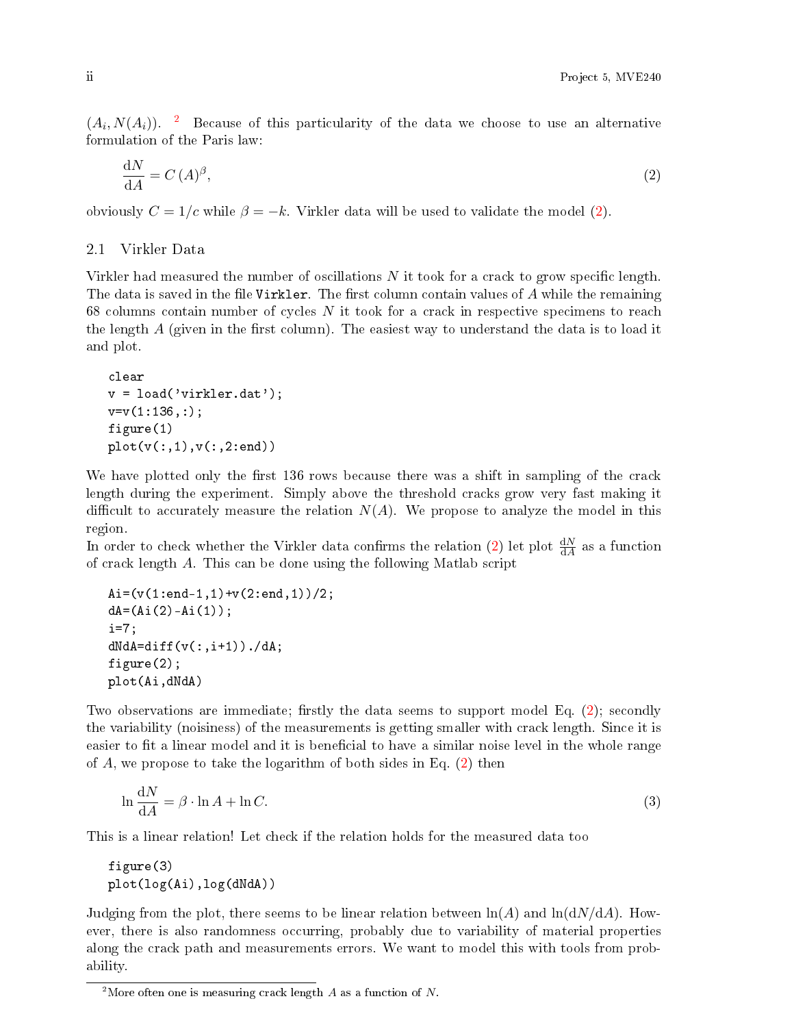$(A_i, N(A_i))$. [2] Because of this particularity of the data we choose to use an alternative formulation of the Paris law:

$$\frac{\mathrm{d}N}{\mathrm{d}A} = C\,(A)^{\beta}, \tag{2}$$

obviously $C = 1/c$ while $\beta = -k$. Virkler data will be used to validate the model (2).

## 2.1 Virkler Data

Virkler had measured the number of oscillations $N$ it took for a crack to grow specific length. The data is saved in the file `Virkler`. The first column contain values of $A$ while the remaining 68 columns contain number of cycles $N$ it took for a crack in respective specimens to reach the length $A$ (given in the first column). The easiest way to understand the data is to load it and plot.

```
clear
v = load('virkler.dat');
v=v(1:136,:);
figure(1)
plot(v(:,1),v(:,2:end))
```

We have plotted only the first 136 rows because there was a shift in sampling of the crack length during the experiment. Simply above the threshold cracks grow very fast making it difficult to accurately measure the relation $N(A)$. We propose to analyze the model in this region.

In order to check whether the Virkler data confirms the relation (2) let plot $\frac{\mathrm{d}N}{\mathrm{d}A}$ as a function of crack length $A$. This can be done using the following Matlab script

```
Ai=(v(1:end-1,1)+v(2:end,1))/2;
dA=(Ai(2)-Ai(1));
i=7;
dNdA=diff(v(:,i+1))./dA;
figure(2);
plot(Ai,dNdA)
```

Two observations are immediate; firstly the data seems to support model Eq. (2); secondly the variability (noisiness) of the measurements is getting smaller with crack length. Since it is easier to fit a linear model and it is beneficial to have a similar noise level in the whole range of $A$, we propose to take the logarithm of both sides in Eq. (2) then

$$\ln\frac{\mathrm{d}N}{\mathrm{d}A} = \beta \cdot \ln A + \ln C. \tag{3}$$

This is a linear relation! Let check if the relation holds for the measured data too

```
figure(3)
plot(log(Ai),log(dNdA))
```

Judging from the plot, there seems to be linear relation between $\ln(A)$ and $\ln(\mathrm{d}N/\mathrm{d}A)$. However, there is also randomness occurring, probably due to variability of material properties along the crack path and measurements errors. We want to model this with tools from probability.

[2] More often one is measuring crack length $A$ as a function of $N$.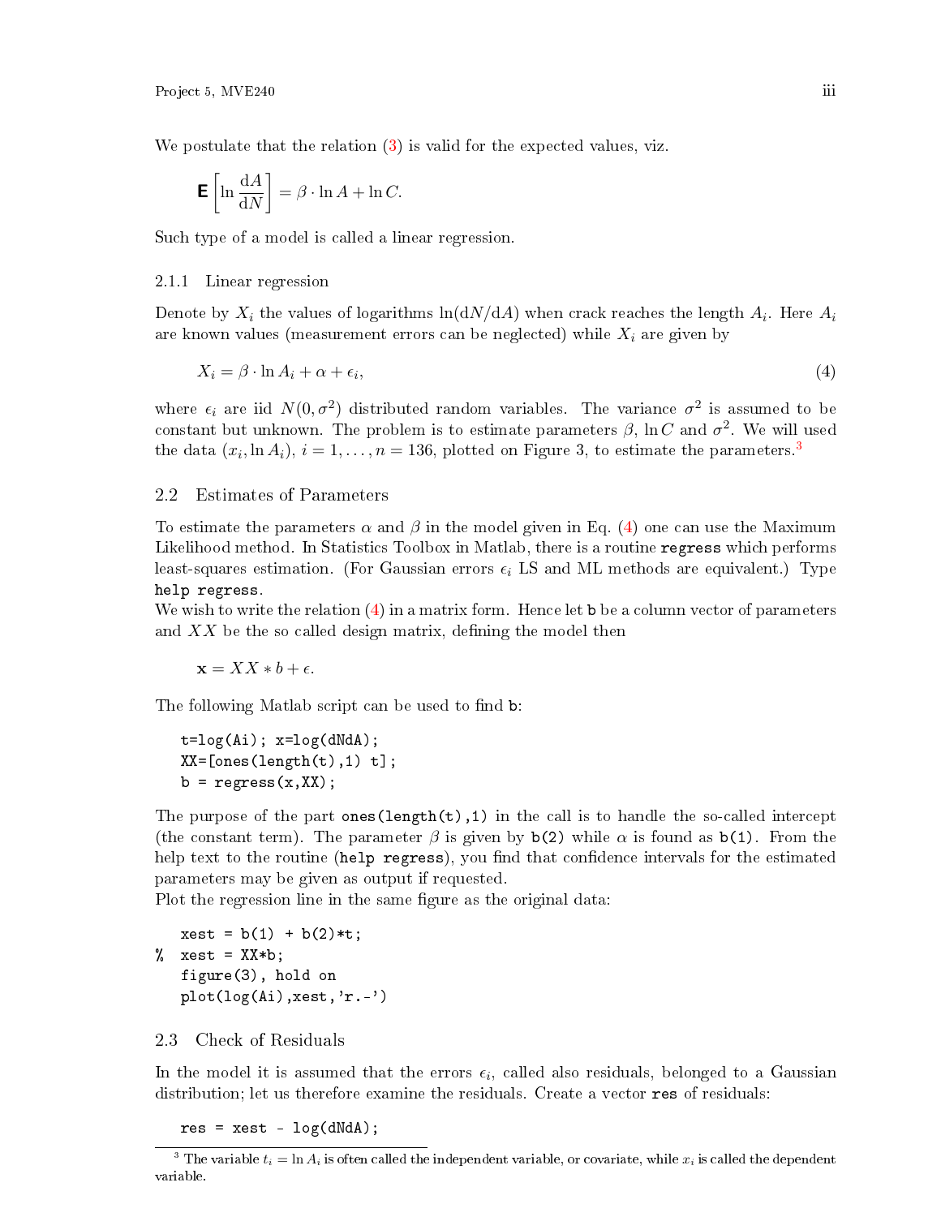We postulate that the relation (3) is valid for the expected values, viz.

$$\mathbf{E}\left[\ln \frac{\mathrm{d}A}{\mathrm{d}N}\right] = \beta \cdot \ln A + \ln C.$$

Such type of a model is called a linear regression.

### 2.1.1 Linear regression

Denote by $X_i$ the values of logarithms $\ln(\mathrm{d}N/\mathrm{d}A)$ when crack reaches the length $A_i$. Here $A_i$ are known values (measurement errors can be neglected) while $X_i$ are given by

$$X_i = \beta \cdot \ln A_i + \alpha + \epsilon_i, \tag{4}$$

where $\epsilon_i$ are iid $N(0, \sigma^2)$ distributed random variables. The variance $\sigma^2$ is assumed to be constant but unknown. The problem is to estimate parameters $\beta$, $\ln C$ and $\sigma^2$. We will used the data $(x_i, \ln A_i)$, $i = 1, \ldots, n = 136$, plotted on Figure 3, to estimate the parameters.[3]

## 2.2 Estimates of Parameters

To estimate the parameters $\alpha$ and $\beta$ in the model given in Eq. (4) one can use the Maximum Likelihood method. In Statistics Toolbox in Matlab, there is a routine `regress` which performs least-squares estimation. (For Gaussian errors $\epsilon_i$ LS and ML methods are equivalent.) Type `help regress`.

We wish to write the relation (4) in a matrix form. Hence let `b` be a column vector of parameters and $XX$ be the so called design matrix, defining the model then

$$\mathbf{x} = XX * b + \epsilon.$$

The following Matlab script can be used to find `b`:

```
t=log(Ai); x=log(dNdA);
XX=[ones(length(t),1) t];
b = regress(x,XX);
```

The purpose of the part `ones(length(t),1)` in the call is to handle the so-called intercept (the constant term). The parameter $\beta$ is given by `b(2)` while $\alpha$ is found as `b(1)`. From the help text to the routine (`help regress`), you find that confidence intervals for the estimated parameters may be given as output if requested.

Plot the regression line in the same figure as the original data:

```
   xest = b(1) + b(2)*t;
%  xest = XX*b;
   figure(3), hold on
   plot(log(Ai),xest,'r.-')
```

## 2.3 Check of Residuals

In the model it is assumed that the errors $\epsilon_i$, called also residuals, belonged to a Gaussian distribution; let us therefore examine the residuals. Create a vector `res` of residuals:

```
res = xest - log(dNdA);
```

[3] The variable $t_i = \ln A_i$ is often called the independent variable, or covariate, while $x_i$ is called the dependent variable.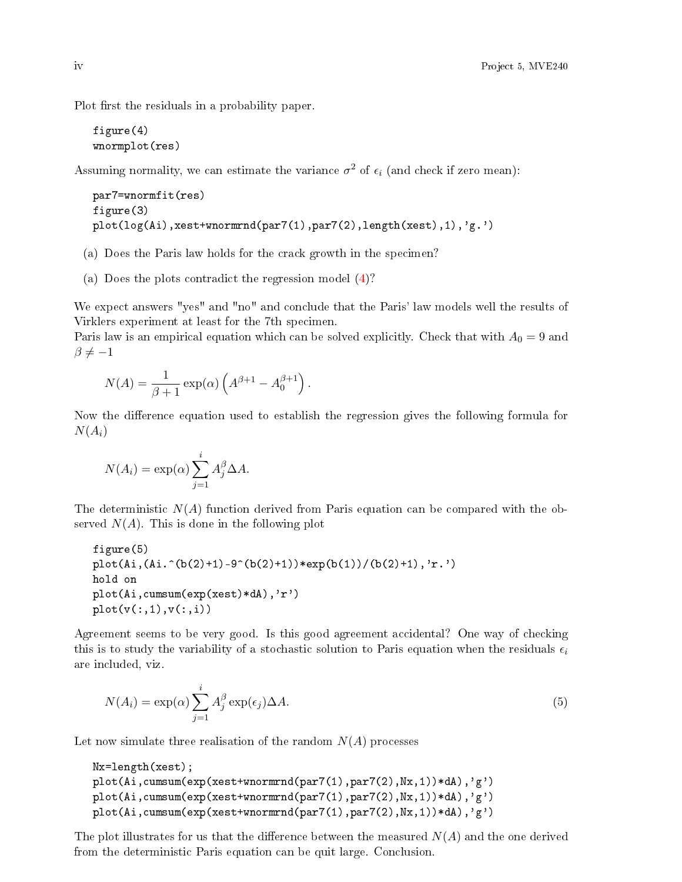Plot first the residuals in a probability paper.

```
figure(4)
wnormplot(res)
```

Assuming normality, we can estimate the variance $\sigma^2$ of $\epsilon_i$ (and check if zero mean):

```
par7=wnormfit(res)
figure(3)
plot(log(Ai),xest+wnormrnd(par7(1),par7(2),length(xest),1),'g.')
```

(a) Does the Paris law holds for the crack growth in the specimen?

(a) Does the plots contradict the regression model (4)?

We expect answers "yes" and "no" and conclude that the Paris' law models well the results of Virklers experiment at least for the 7th specimen.
Paris law is an empirical equation which can be solved explicitly. Check that with $A_0 = 9$ and $\beta \neq -1$

$$N(A) = \frac{1}{\beta+1} \exp(\alpha) \left( A^{\beta+1} - A_0^{\beta+1} \right).$$

Now the difference equation used to establish the regression gives the following formula for $N(A_i)$

$$N(A_i) = \exp(\alpha) \sum_{j=1}^{i} A_j^{\beta} \Delta A.$$

The deterministic $N(A)$ function derived from Paris equation can be compared with the observed $N(A)$. This is done in the following plot

```
figure(5)
plot(Ai,(Ai.^(b(2)+1)-9^(b(2)+1))*exp(b(1))/(b(2)+1),'r.')
hold on
plot(Ai,cumsum(exp(xest)*dA),'r')
plot(v(:,1),v(:,i))
```

Agreement seems to be very good. Is this good agreement accidental? One way of checking this is to study the variability of a stochastic solution to Paris equation when the residuals $\epsilon_i$ are included, viz.

$$N(A_i) = \exp(\alpha) \sum_{j=1}^{i} A_j^{\beta} \exp(\epsilon_j) \Delta A. \tag{5}$$

Let now simulate three realisation of the random $N(A)$ processes

```
Nx=length(xest);
plot(Ai,cumsum(exp(xest+wnormrnd(par7(1),par7(2),Nx,1))*dA),'g')
plot(Ai,cumsum(exp(xest+wnormrnd(par7(1),par7(2),Nx,1))*dA),'g')
plot(Ai,cumsum(exp(xest+wnormrnd(par7(1),par7(2),Nx,1))*dA),'g')
```

The plot illustrates for us that the difference between the measured $N(A)$ and the one derived from the deterministic Paris equation can be quit large. Conclusion.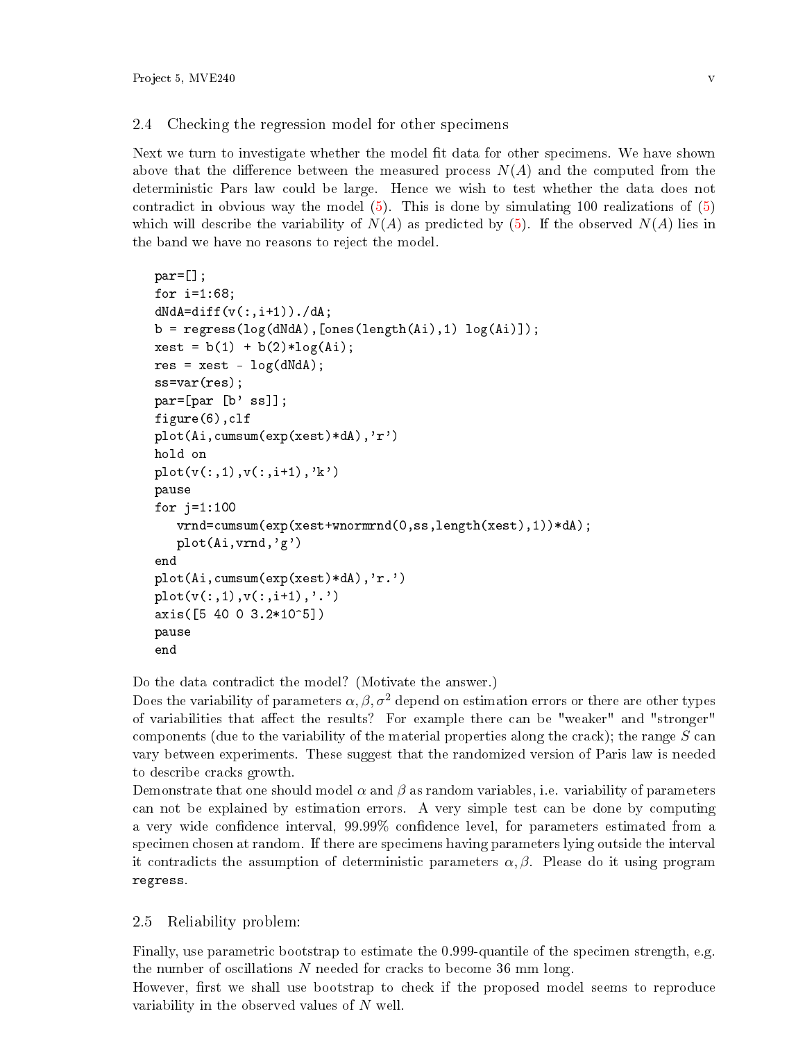### 2.4 Checking the regression model for other specimens

Next we turn to investigate whether the model fit data for other specimens. We have shown above that the difference between the measured process $N(A)$ and the computed from the deterministic Pars law could be large. Hence we wish to test whether the data does not contradict in obvious way the model (5). This is done by simulating 100 realizations of (5) which will describe the variability of $N(A)$ as predicted by (5). If the observed $N(A)$ lies in the band we have no reasons to reject the model.

```
par=[];
for i=1:68;
dNdA=diff(v(:,i+1))./dA;
b = regress(log(dNdA),[ones(length(Ai),1) log(Ai)]);
xest = b(1) + b(2)*log(Ai);
res = xest - log(dNdA);
ss=var(res);
par=[par [b' ss]];
figure(6),clf
plot(Ai,cumsum(exp(xest)*dA),'r')
hold on
plot(v(:,1),v(:,i+1),'k')
pause
for j=1:100
   vrnd=cumsum(exp(xest+wnormrnd(0,ss,length(xest),1))*dA);
   plot(Ai,vrnd,'g')
end
plot(Ai,cumsum(exp(xest)*dA),'r.')
plot(v(:,1),v(:,i+1),'.')
axis([5 40 0 3.2*10^5])
pause
end
```

Do the data contradict the model? (Motivate the answer.)
Does the variability of parameters $\alpha, \beta, \sigma^2$ depend on estimation errors or there are other types of variabilities that affect the results? For example there can be "weaker" and "stronger" components (due to the variability of the material properties along the crack); the range $S$ can vary between experiments. These suggest that the randomized version of Paris law is needed to describe cracks growth.
Demonstrate that one should model $\alpha$ and $\beta$ as random variables, i.e. variability of parameters can not be explained by estimation errors. A very simple test can be done by computing a very wide confidence interval, 99.99% confidence level, for parameters estimated from a specimen chosen at random. If there are specimens having parameters lying outside the interval it contradicts the assumption of deterministic parameters $\alpha, \beta$. Please do it using program `regress`.

### 2.5 Reliability problem:

Finally, use parametric bootstrap to estimate the 0.999-quantile of the specimen strength, e.g. the number of oscillations $N$ needed for cracks to become 36 mm long.
However, first we shall use bootstrap to check if the proposed model seems to reproduce variability in the observed values of $N$ well.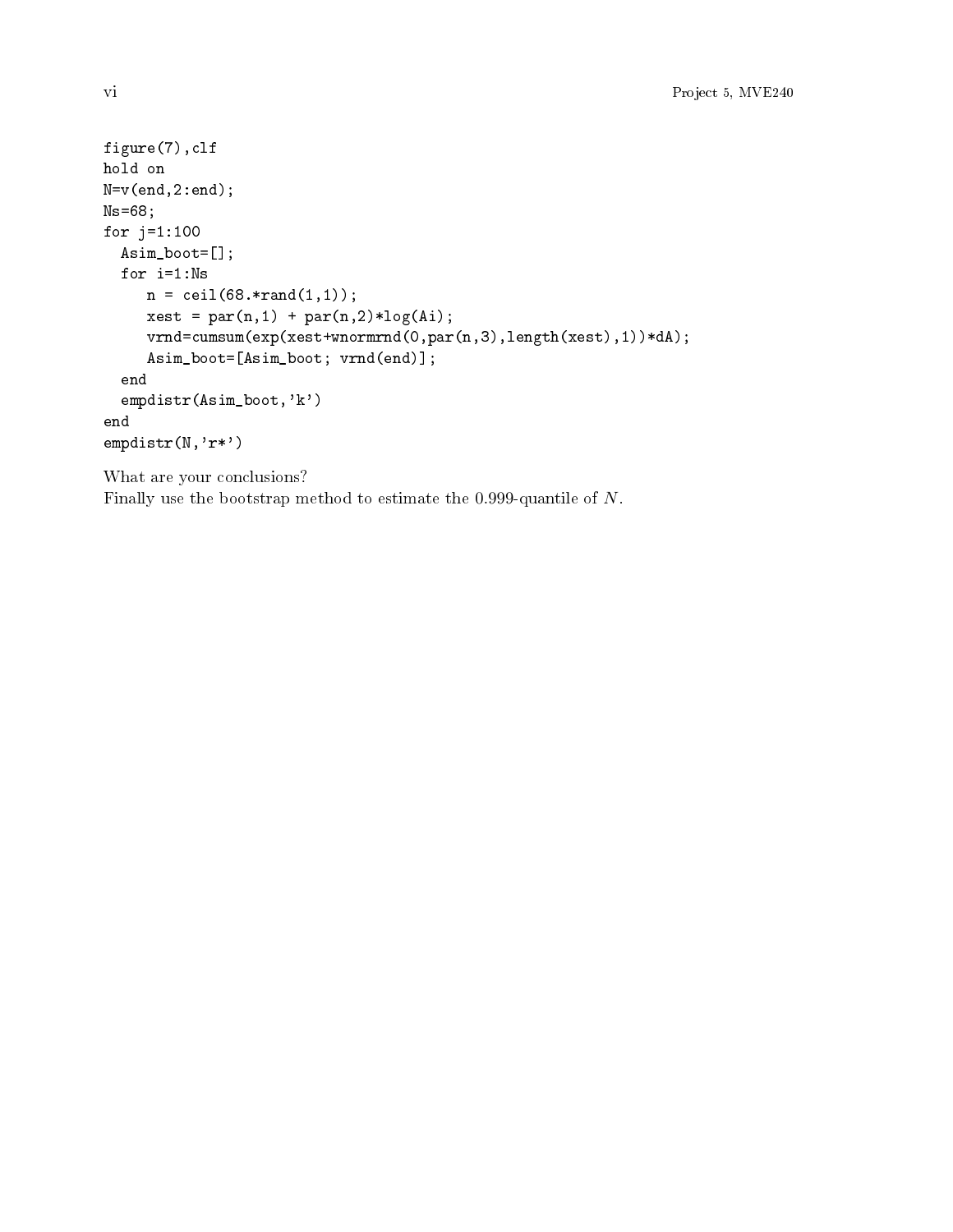```
figure(7),clf
hold on
N=v(end,2:end);
Ns=68;
for j=1:100
  Asim_boot=[];
  for i=1:Ns
     n = ceil(68.*rand(1,1));
     xest = par(n,1) + par(n,2)*log(Ai);
     vrnd=cumsum(exp(xest+wnormrnd(0,par(n,3),length(xest),1))*dA);
     Asim_boot=[Asim_boot; vrnd(end)];
  end
  empdistr(Asim_boot,'k')
end
empdistr(N,'r*')
```

What are your conclusions?

Finally use the bootstrap method to estimate the 0.999-quantile of $N$.